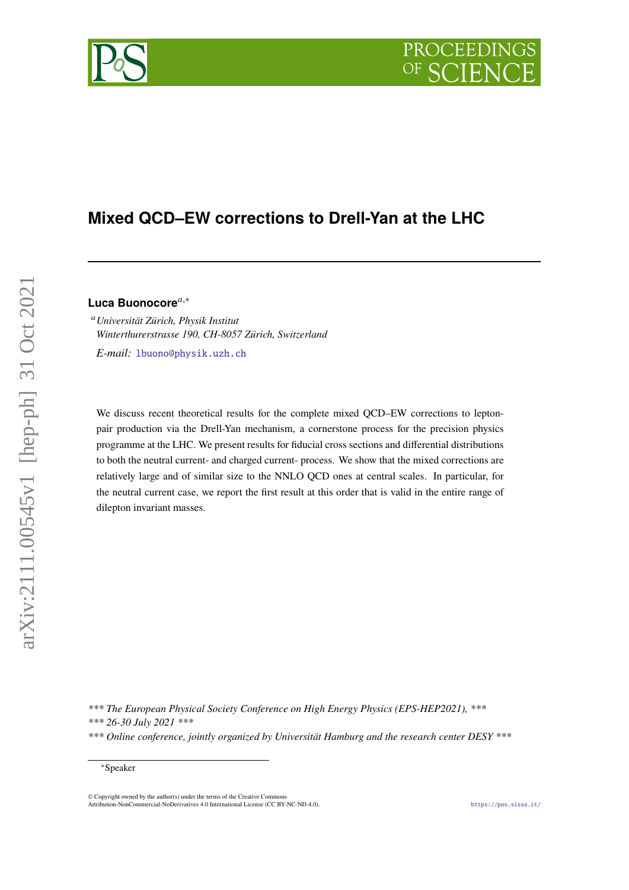# Mixed QCD–EW corrections to Drell-Yan at the LHC

**Luca Buonocore**[a,*]

[a] *Universität Zürich, Physik Institut*
*Winterthurerstrasse 190, CH-8057 Zürich, Switzerland*

*E-mail:* lbuono@physik.uzh.ch

We discuss recent theoretical results for the complete mixed QCD–EW corrections to lepton-pair production via the Drell-Yan mechanism, a cornerstone process for the precision physics programme at the LHC. We present results for fiducial cross sections and differential distributions to both the neutral current- and charged current- process. We show that the mixed corrections are relatively large and of similar size to the NNLO QCD ones at central scales. In particular, for the neutral current case, we report the first result at this order that is valid in the entire range of dilepton invariant masses.

*\*\*\* The European Physical Society Conference on High Energy Physics (EPS-HEP2021), \*\*\**
*\*\*\* 26-30 July 2021 \*\*\**
*\*\*\* Online conference, jointly organized by Universität Hamburg and the research center DESY \*\*\**

[*] Speaker

© Copyright owned by the author(s) under the terms of the Creative Commons Attribution-NonCommercial-NoDerivatives 4.0 International License (CC BY-NC-ND 4.0).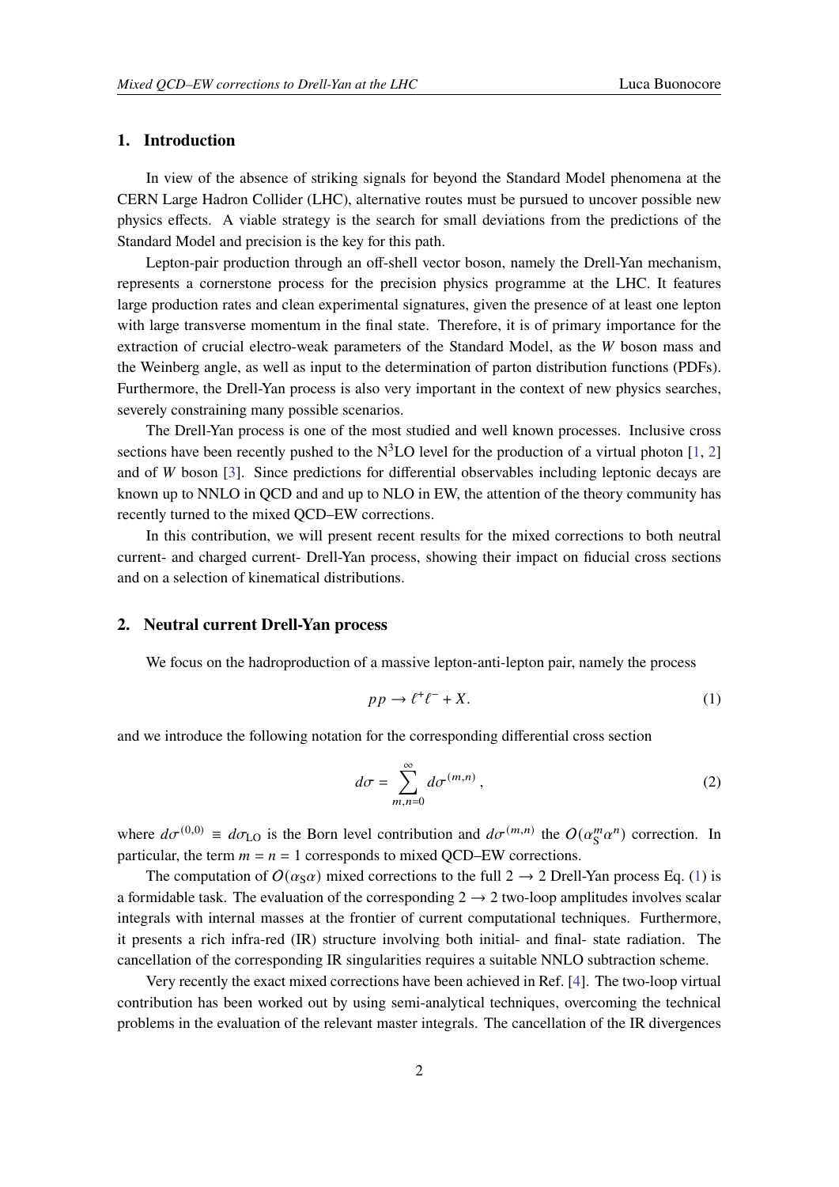## 1. Introduction

In view of the absence of striking signals for beyond the Standard Model phenomena at the CERN Large Hadron Collider (LHC), alternative routes must be pursued to uncover possible new physics effects. A viable strategy is the search for small deviations from the predictions of the Standard Model and precision is the key for this path.

Lepton-pair production through an off-shell vector boson, namely the Drell-Yan mechanism, represents a cornerstone process for the precision physics programme at the LHC. It features large production rates and clean experimental signatures, given the presence of at least one lepton with large transverse momentum in the final state. Therefore, it is of primary importance for the extraction of crucial electro-weak parameters of the Standard Model, as the $W$ boson mass and the Weinberg angle, as well as input to the determination of parton distribution functions (PDFs). Furthermore, the Drell-Yan process is also very important in the context of new physics searches, severely constraining many possible scenarios.

The Drell-Yan process is one of the most studied and well known processes. Inclusive cross sections have been recently pushed to the N$^3$LO level for the production of a virtual photon [1, 2] and of $W$ boson [3]. Since predictions for differential observables including leptonic decays are known up to NNLO in QCD and and up to NLO in EW, the attention of the theory community has recently turned to the mixed QCD–EW corrections.

In this contribution, we will present recent results for the mixed corrections to both neutral current- and charged current- Drell-Yan process, showing their impact on fiducial cross sections and on a selection of kinematical distributions.

## 2. Neutral current Drell-Yan process

We focus on the hadroproduction of a massive lepton-anti-lepton pair, namely the process

$$pp \to \ell^+\ell^- + X. \tag{1}$$

and we introduce the following notation for the corresponding differential cross section

$$d\sigma = \sum_{m,n=0}^{\infty} d\sigma^{(m,n)}\,, \tag{2}$$

where $d\sigma^{(0,0)} \equiv d\sigma_{\rm LO}$ is the Born level contribution and $d\sigma^{(m,n)}$ the $O(\alpha_{\rm S}^m\alpha^n)$ correction. In particular, the term $m = n = 1$ corresponds to mixed QCD–EW corrections.

The computation of $O(\alpha_{\rm S}\alpha)$ mixed corrections to the full $2 \to 2$ Drell-Yan process Eq. (1) is a formidable task. The evaluation of the corresponding $2 \to 2$ two-loop amplitudes involves scalar integrals with internal masses at the frontier of current computational techniques. Furthermore, it presents a rich infra-red (IR) structure involving both initial- and final- state radiation. The cancellation of the corresponding IR singularities requires a suitable NNLO subtraction scheme.

Very recently the exact mixed corrections have been achieved in Ref. [4]. The two-loop virtual contribution has been worked out by using semi-analytical techniques, overcoming the technical problems in the evaluation of the relevant master integrals. The cancellation of the IR divergences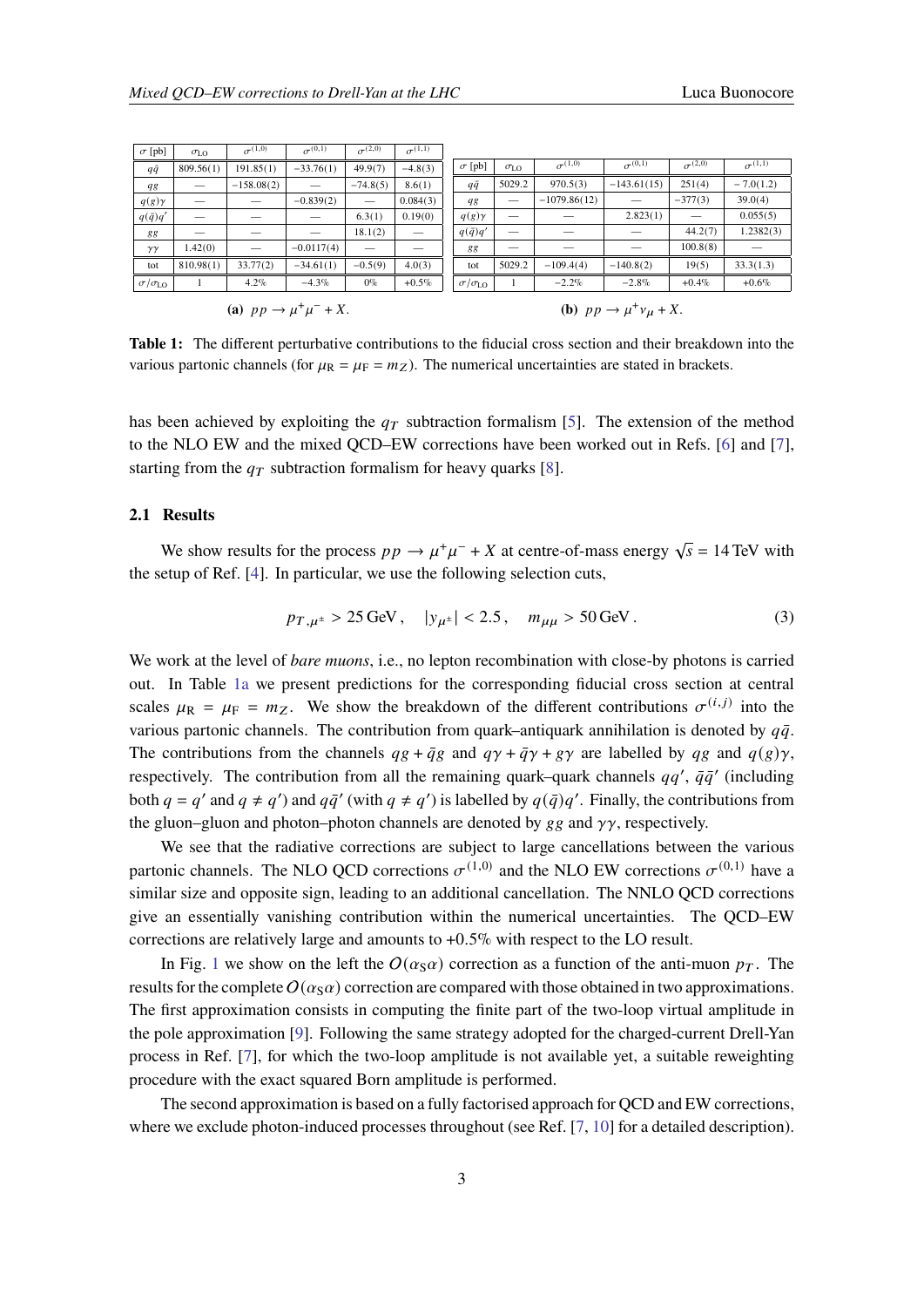| $\sigma$ [pb] | $\sigma_{\rm LO}$ | $\sigma^{(1,0)}$ | $\sigma^{(0,1)}$ | $\sigma^{(2,0)}$ | $\sigma^{(1,1)}$ |
|---|---|---|---|---|---|
| $q\bar{q}$ | 809.56(1) | 191.85(1) | −33.76(1) | 49.9(7) | −4.8(3) |
| $qg$ | — | −158.08(2) | — | −74.8(5) | 8.6(1) |
| $q(g)\gamma$ | — | — | −0.839(2) | — | 0.084(3) |
| $q(\bar{q})q'$ | — | — | — | 6.3(1) | 0.19(0) |
| $gg$ | — | — | — | 18.1(2) | — |
| $\gamma\gamma$ | 1.42(0) | — | −0.0117(4) | — | — |
| tot | 810.98(1) | 33.77(2) | −34.61(1) | −0.5(9) | 4.0(3) |
| $\sigma/\sigma_{\rm LO}$ | 1 | 4.2% | −4.3% | 0% | +0.5% |

**(a)** $pp \to \mu^+\mu^- + X$.

| $\sigma$ [pb] | $\sigma_{\rm LO}$ | $\sigma^{(1,0)}$ | $\sigma^{(0,1)}$ | $\sigma^{(2,0)}$ | $\sigma^{(1,1)}$ |
|---|---|---|---|---|---|
| $q\bar{q}$ | 5029.2 | 970.5(3) | −143.61(15) | 251(4) | − 7.0(1.2) |
| $qg$ | — | −1079.86(12) | — | −377(3) | 39.0(4) |
| $q(g)\gamma$ | — | — | 2.823(1) | — | 0.055(5) |
| $q(\bar{q})q'$ | — | — | — | 44.2(7) | 1.2382(3) |
| $gg$ | — | — | — | 100.8(8) | — |
| tot | 5029.2 | −109.4(4) | −140.8(2) | 19(5) | 33.3(1.3) |
| $\sigma/\sigma_{\rm LO}$ | 1 | −2.2% | −2.8% | +0.4% | +0.6% |

**(b)** $pp \to \mu^+\nu_\mu + X$.

**Table 1:** The different perturbative contributions to the fiducial cross section and their breakdown into the various partonic channels (for $\mu_{\rm R} = \mu_{\rm F} = m_Z$). The numerical uncertainties are stated in brackets.

has been achieved by exploiting the $q_T$ subtraction formalism [5]. The extension of the method to the NLO EW and the mixed QCD–EW corrections have been worked out in Refs. [6] and [7], starting from the $q_T$ subtraction formalism for heavy quarks [8].

### 2.1 Results

We show results for the process $pp \to \mu^+\mu^- + X$ at centre-of-mass energy $\sqrt{s} = 14\,\text{TeV}$ with the setup of Ref. [4]. In particular, we use the following selection cuts,

$$p_{T,\mu^\pm} > 25\,\text{GeV}\,, \quad |y_{\mu^\pm}| < 2.5\,, \quad m_{\mu\mu} > 50\,\text{GeV}\,. \tag{3}$$

We work at the level of *bare muons*, i.e., no lepton recombination with close-by photons is carried out. In Table 1a we present predictions for the corresponding fiducial cross section at central scales $\mu_{\rm R} = \mu_{\rm F} = m_Z$. We show the breakdown of the different contributions $\sigma^{(i,j)}$ into the various partonic channels. The contribution from quark–antiquark annihilation is denoted by $q\bar{q}$. The contributions from the channels $qg + \bar{q}g$ and $q\gamma + \bar{q}\gamma + g\gamma$ are labelled by $qg$ and $q(g)\gamma$, respectively. The contribution from all the remaining quark–quark channels $qq'$, $\bar{q}\bar{q}'$ (including both $q = q'$ and $q \neq q'$) and $q\bar{q}'$ (with $q \neq q'$) is labelled by $q(\bar{q})q'$. Finally, the contributions from the gluon–gluon and photon–photon channels are denoted by $gg$ and $\gamma\gamma$, respectively.

We see that the radiative corrections are subject to large cancellations between the various partonic channels. The NLO QCD corrections $\sigma^{(1,0)}$ and the NLO EW corrections $\sigma^{(0,1)}$ have a similar size and opposite sign, leading to an additional cancellation. The NNLO QCD corrections give an essentially vanishing contribution within the numerical uncertainties. The QCD–EW corrections are relatively large and amounts to +0.5% with respect to the LO result.

In Fig. 1 we show on the left the $O(\alpha_S\alpha)$ correction as a function of the anti-muon $p_T$. The results for the complete $O(\alpha_S\alpha)$ correction are compared with those obtained in two approximations. The first approximation consists in computing the finite part of the two-loop virtual amplitude in the pole approximation [9]. Following the same strategy adopted for the charged-current Drell-Yan process in Ref. [7], for which the two-loop amplitude is not available yet, a suitable reweighting procedure with the exact squared Born amplitude is performed.

The second approximation is based on a fully factorised approach for QCD and EW corrections, where we exclude photon-induced processes throughout (see Ref. [7, 10] for a detailed description).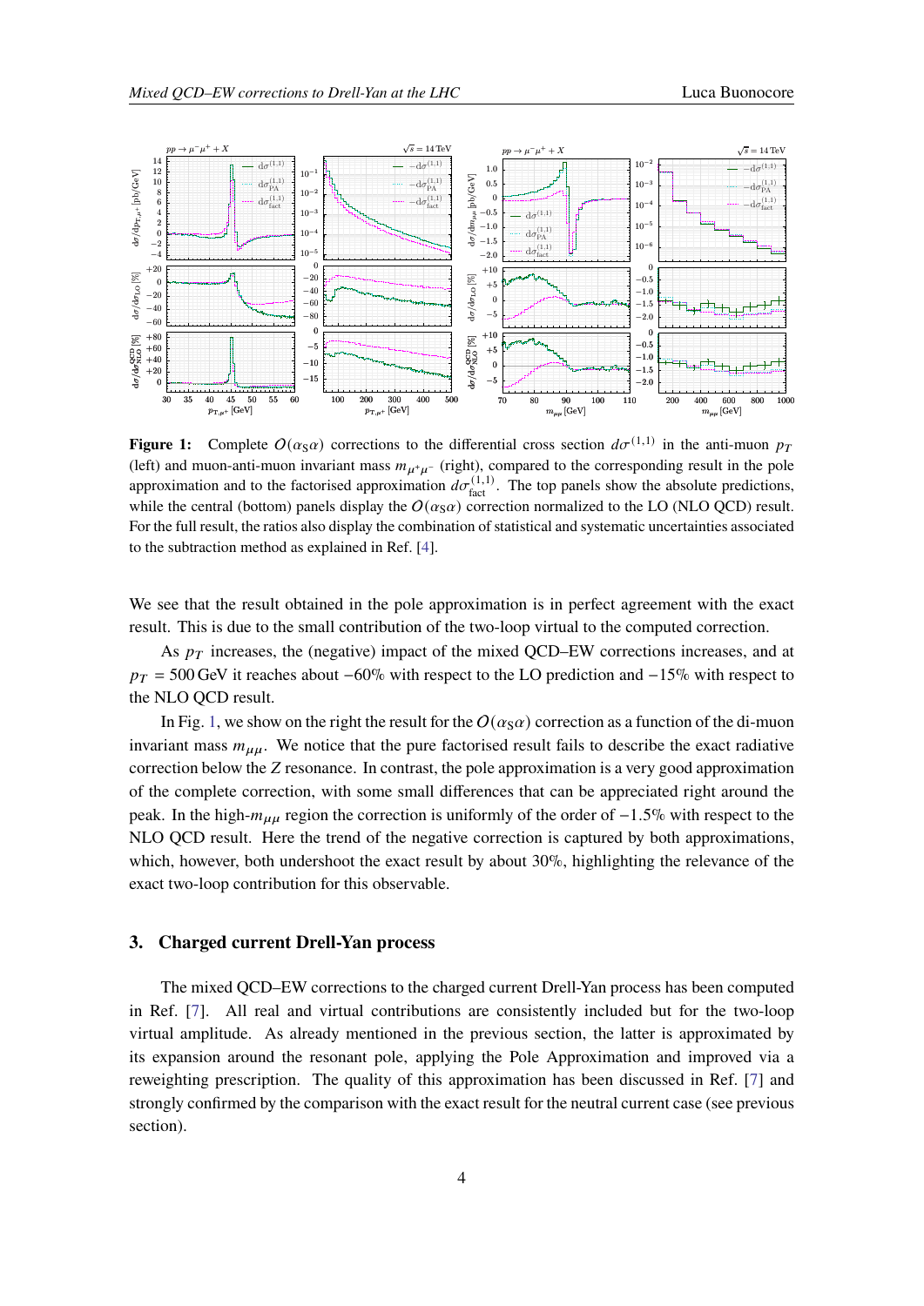$pp \to \mu^-\mu^+ + X$

$\sqrt{s} = 14\,\text{TeV}$

$d\sigma/dp_{T,\mu^+}$ [pb/GeV]

$d\sigma^{(1,1)}$

$d\sigma^{(1,1)}_{\text{PA}}$

$d\sigma^{(1,1)}_{\text{fact}}$

$-d\sigma^{(1,1)}$

$-d\sigma^{(1,1)}_{\text{PA}}$

$-d\sigma^{(1,1)}_{\text{fact}}$

$d\sigma/d\sigma_{\text{LO}}$ [%]

$d\sigma/d\sigma^{\text{QCD}}_{\text{NLO}}$ [%]

$p_{T,\mu^+}$ [GeV]

$d\sigma/dm_{\mu\mu}$ [pb/GeV]

$m_{\mu\mu}$ [GeV]

**Figure 1:** Complete $O(\alpha_S\alpha)$ corrections to the differential cross section $d\sigma^{(1,1)}$ in the anti-muon $p_T$ (left) and muon-anti-muon invariant mass $m_{\mu^+\mu^-}$ (right), compared to the corresponding result in the pole approximation and to the factorised approximation $d\sigma^{(1,1)}_{\text{fact}}$. The top panels show the absolute predictions, while the central (bottom) panels display the $O(\alpha_S\alpha)$ correction normalized to the LO (NLO QCD) result. For the full result, the ratios also display the combination of statistical and systematic uncertainties associated to the subtraction method as explained in Ref. [4].

We see that the result obtained in the pole approximation is in perfect agreement with the exact result. This is due to the small contribution of the two-loop virtual to the computed correction.

As $p_T$ increases, the (negative) impact of the mixed QCD–EW corrections increases, and at $p_T = 500\,\text{GeV}$ it reaches about $-60\%$ with respect to the LO prediction and $-15\%$ with respect to the NLO QCD result.

In Fig. 1, we show on the right the result for the $O(\alpha_S\alpha)$ correction as a function of the di-muon invariant mass $m_{\mu\mu}$. We notice that the pure factorised result fails to describe the exact radiative correction below the $Z$ resonance. In contrast, the pole approximation is a very good approximation of the complete correction, with some small differences that can be appreciated right around the peak. In the high-$m_{\mu\mu}$ region the correction is uniformly of the order of $-1.5\%$ with respect to the NLO QCD result. Here the trend of the negative correction is captured by both approximations, which, however, both undershoot the exact result by about 30%, highlighting the relevance of the exact two-loop contribution for this observable.

## 3. Charged current Drell-Yan process

The mixed QCD–EW corrections to the charged current Drell-Yan process has been computed in Ref. [7]. All real and virtual contributions are consistently included but for the two-loop virtual amplitude. As already mentioned in the previous section, the latter is approximated by its expansion around the resonant pole, applying the Pole Approximation and improved via a reweighting prescription. The quality of this approximation has been discussed in Ref. [7] and strongly confirmed by the comparison with the exact result for the neutral current case (see previous section).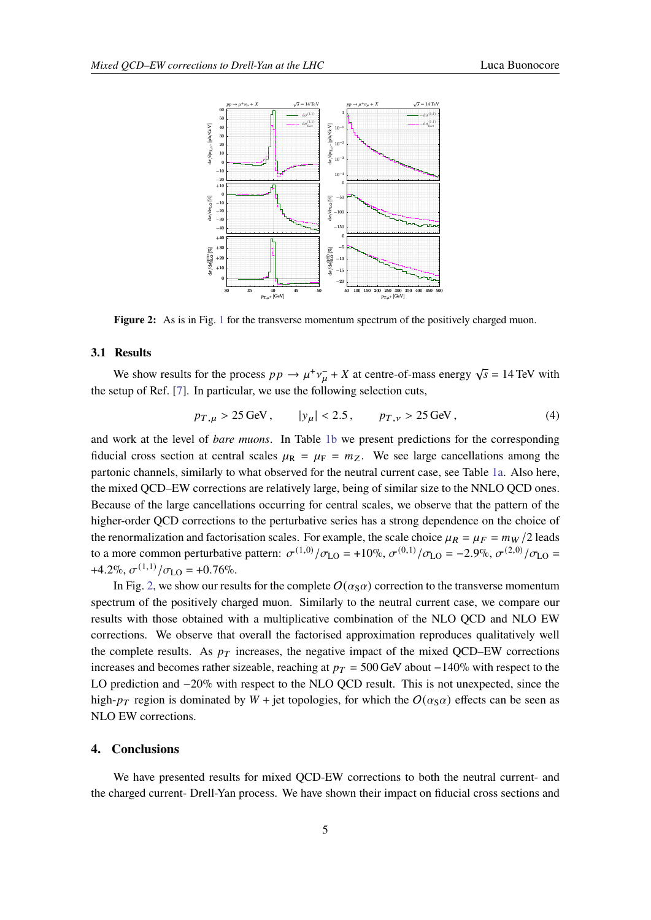$pp \to \mu^+\nu_\mu + X$ $\sqrt{s} = 14\,\text{TeV}$

$d\sigma^{(1,1)}$

$d\sigma^{(1,1)}_{\text{fact}}$

$d\sigma/dp_{T,\mu^+}$ [pb/GeV]

$d\sigma/d\sigma_{\text{LO}}$ [%]

$d\sigma/d\sigma^{\text{QCD}}_{\text{NLO}}$ [%]

$p_{T,\mu^+}$ [GeV]

**Figure 2:** As is in Fig. 1 for the transverse momentum spectrum of the positively charged muon.

### 3.1 Results

We show results for the process $pp \to \mu^+\nu_\mu^- + X$ at centre-of-mass energy $\sqrt{s} = 14\,\text{TeV}$ with the setup of Ref. [7]. In particular, we use the following selection cuts,

$$p_{T,\mu} > 25\,\text{GeV}\,, \qquad |y_\mu| < 2.5\,, \qquad p_{T,\nu} > 25\,\text{GeV}\,, \tag{4}$$

and work at the level of *bare muons*. In Table 1b we present predictions for the corresponding fiducial cross section at central scales $\mu_{\text{R}} = \mu_{\text{F}} = m_Z$. We see large cancellations among the partonic channels, similarly to what observed for the neutral current case, see Table 1a. Also here, the mixed QCD–EW corrections are relatively large, being of similar size to the NNLO QCD ones. Because of the large cancellations occurring for central scales, we observe that the pattern of the higher-order QCD corrections to the perturbative series has a strong dependence on the choice of the renormalization and factorisation scales. For example, the scale choice $\mu_R = \mu_F = m_W/2$ leads to a more common perturbative pattern: $\sigma^{(1,0)}/\sigma_{\text{LO}} = +10\%$, $\sigma^{(0,1)}/\sigma_{\text{LO}} = -2.9\%$, $\sigma^{(2,0)}/\sigma_{\text{LO}} = +4.2\%$, $\sigma^{(1,1)}/\sigma_{\text{LO}} = +0.76\%$.

In Fig. 2, we show our results for the complete $O(\alpha_S\alpha)$ correction to the transverse momentum spectrum of the positively charged muon. Similarly to the neutral current case, we compare our results with those obtained with a multiplicative combination of the NLO QCD and NLO EW corrections. We observe that overall the factorised approximation reproduces qualitatively well the complete results. As $p_T$ increases, the negative impact of the mixed QCD–EW corrections increases and becomes rather sizeable, reaching at $p_T = 500\,\text{GeV}$ about $-140\%$ with respect to the LO prediction and $-20\%$ with respect to the NLO QCD result. This is not unexpected, since the high-$p_T$ region is dominated by $W$ + jet topologies, for which the $O(\alpha_S\alpha)$ effects can be seen as NLO EW corrections.

## 4. Conclusions

We have presented results for mixed QCD-EW corrections to both the neutral current- and the charged current- Drell-Yan process. We have shown their impact on fiducial cross sections and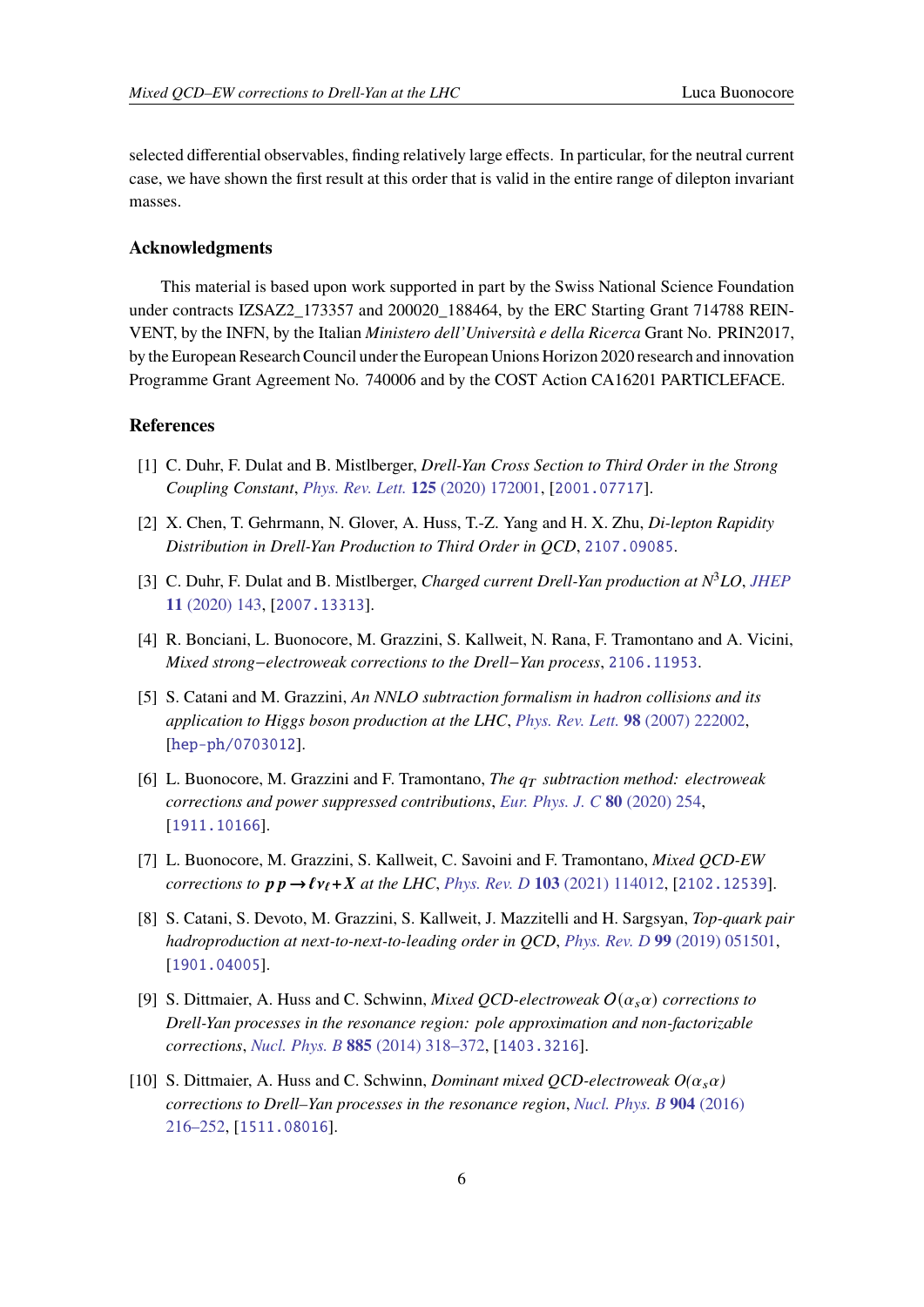selected differential observables, finding relatively large effects. In particular, for the neutral current case, we have shown the first result at this order that is valid in the entire range of dilepton invariant masses.

### Acknowledgments

This material is based upon work supported in part by the Swiss National Science Foundation under contracts IZSAZ2_173357 and 200020_188464, by the ERC Starting Grant 714788 REINVENT, by the INFN, by the Italian *Ministero dell'Università e della Ricerca* Grant No. PRIN2017, by the European Research Council under the European Unions Horizon 2020 research and innovation Programme Grant Agreement No. 740006 and by the COST Action CA16201 PARTICLEFACE.

### References

[1] C. Duhr, F. Dulat and B. Mistlberger, *Drell-Yan Cross Section to Third Order in the Strong Coupling Constant*, Phys. Rev. Lett. **125** (2020) 172001, [2001.07717].

[2] X. Chen, T. Gehrmann, N. Glover, A. Huss, T.-Z. Yang and H. X. Zhu, *Di-lepton Rapidity Distribution in Drell-Yan Production to Third Order in QCD*, 2107.09085.

[3] C. Duhr, F. Dulat and B. Mistlberger, *Charged current Drell-Yan production at N$^3$LO*, JHEP **11** (2020) 143, [2007.13313].

[4] R. Bonciani, L. Buonocore, M. Grazzini, S. Kallweit, N. Rana, F. Tramontano and A. Vicini, *Mixed strong−electroweak corrections to the Drell−Yan process*, 2106.11953.

[5] S. Catani and M. Grazzini, *An NNLO subtraction formalism in hadron collisions and its application to Higgs boson production at the LHC*, Phys. Rev. Lett. **98** (2007) 222002, [hep-ph/0703012].

[6] L. Buonocore, M. Grazzini and F. Tramontano, *The $q_T$ subtraction method: electroweak corrections and power suppressed contributions*, Eur. Phys. J. C **80** (2020) 254, [1911.10166].

[7] L. Buonocore, M. Grazzini, S. Kallweit, C. Savoini and F. Tramontano, *Mixed QCD-EW corrections to $pp \to \ell\nu_\ell + X$ at the LHC*, Phys. Rev. D **103** (2021) 114012, [2102.12539].

[8] S. Catani, S. Devoto, M. Grazzini, S. Kallweit, J. Mazzitelli and H. Sargsyan, *Top-quark pair hadroproduction at next-to-next-to-leading order in QCD*, Phys. Rev. D **99** (2019) 051501, [1901.04005].

[9] S. Dittmaier, A. Huss and C. Schwinn, *Mixed QCD-electroweak $O(\alpha_s\alpha)$ corrections to Drell-Yan processes in the resonance region: pole approximation and non-factorizable corrections*, Nucl. Phys. B **885** (2014) 318–372, [1403.3216].

[10] S. Dittmaier, A. Huss and C. Schwinn, *Dominant mixed QCD-electroweak $O(\alpha_s\alpha)$ corrections to Drell–Yan processes in the resonance region*, Nucl. Phys. B **904** (2016) 216–252, [1511.08016].